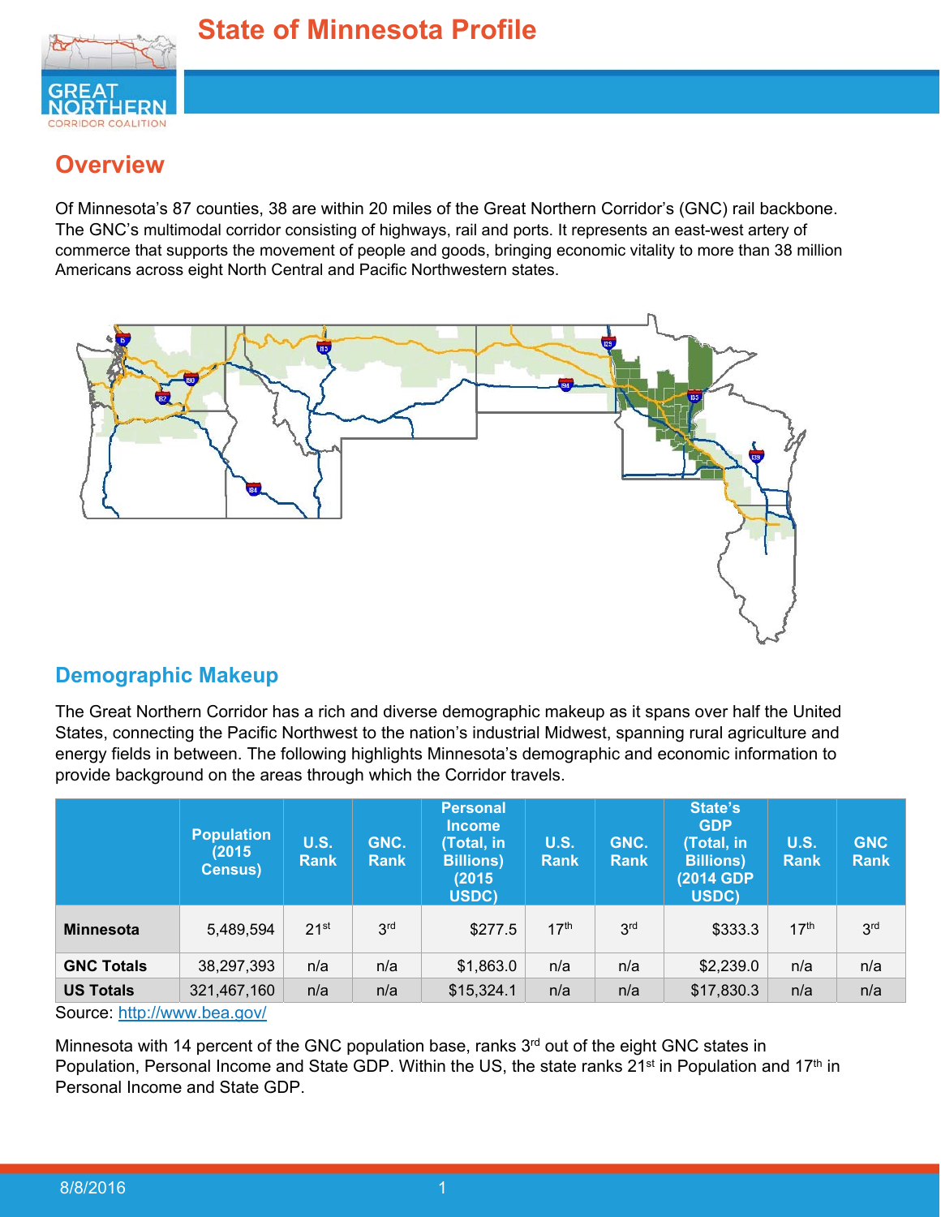# State of Minnesota Profile

GREAT NORTHERN CORRIDOR COALITION

## Overview

Of Minnesota's 87 counties, 38 are within 20 miles of the Great Northern Corridor's (GNC) rail backbone. The GNC's multimodal corridor consisting of highways, rail and ports. It represents an east-west artery of commerce that supports the movement of people and goods, bringing economic vitality to more than 38 million Americans across eight North Central and Pacific Northwestern states.

## Demographic Makeup

The Great Northern Corridor has a rich and diverse demographic makeup as it spans over half the United States, connecting the Pacific Northwest to the nation's industrial Midwest, spanning rural agriculture and energy fields in between. The following highlights Minnesota's demographic and economic information to provide background on the areas through which the Corridor travels.

| | Population (2015 Census) | U.S. Rank | GNC. Rank | Personal Income (Total, in Billions) (2015 USDC) | U.S. Rank | GNC. Rank | State's GDP (Total, in Billions) (2014 GDP USDC) | U.S. Rank | GNC Rank |
|---|---|---|---|---|---|---|---|---|---|
| **Minnesota** | 5,489,594 | 21st | 3rd | $277.5 | 17th | 3rd | $333.3 | 17th | 3rd |
| **GNC Totals** | 38,297,393 | n/a | n/a | $1,863.0 | n/a | n/a | $2,239.0 | n/a | n/a |
| **US Totals** | 321,467,160 | n/a | n/a | $15,324.1 | n/a | n/a | $17,830.3 | n/a | n/a |

Source: http://www.bea.gov/

Minnesota with 14 percent of the GNC population base, ranks 3rd out of the eight GNC states in Population, Personal Income and State GDP. Within the US, the state ranks 21st in Population and 17th in Personal Income and State GDP.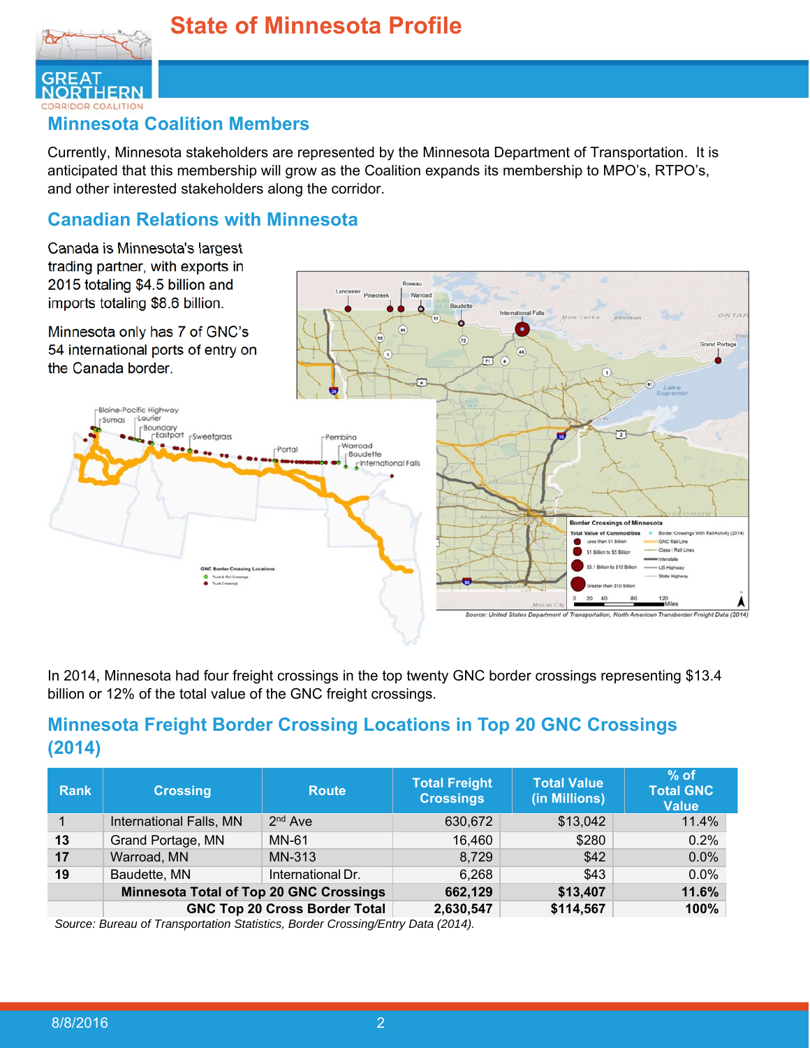# State of Minnesota Profile

## Minnesota Coalition Members

Currently, Minnesota stakeholders are represented by the Minnesota Department of Transportation. It is anticipated that this membership will grow as the Coalition expands its membership to MPO's, RTPO's, and other interested stakeholders along the corridor.

## Canadian Relations with Minnesota

Canada is Minnesota's largest trading partner, with exports in 2015 totaling $4.5 billion and imports totaling $8.6 billion.

Minnesota only has 7 of GNC's 54 international ports of entry on the Canada border.

*Source: United States Department of Transportation, North American Transborder Freight Data (2014)*

In 2014, Minnesota had four freight crossings in the top twenty GNC border crossings representing $13.4 billion or 12% of the total value of the GNC freight crossings.

## Minnesota Freight Border Crossing Locations in Top 20 GNC Crossings (2014)

| Rank | Crossing | Route | Total Freight Crossings | Total Value (in Millions) | % of Total GNC Value |
|---|---|---|---|---|---|
| 1 | International Falls, MN | 2nd Ave | 630,672 | $13,042 | 11.4% |
| **13** | Grand Portage, MN | MN-61 | 16,460 | $280 | 0.2% |
| **17** | Warroad, MN | MN-313 | 8,729 | $42 | 0.0% |
| **19** | Baudette, MN | International Dr. | 6,268 | $43 | 0.0% |
| | **Minnesota Total of Top 20 GNC Crossings** | | **662,129** | **$13,407** | **11.6%** |
| | **GNC Top 20 Cross Border Total** | | **2,630,547** | **$114,567** | **100%** |

*Source: Bureau of Transportation Statistics, Border Crossing/Entry Data (2014).*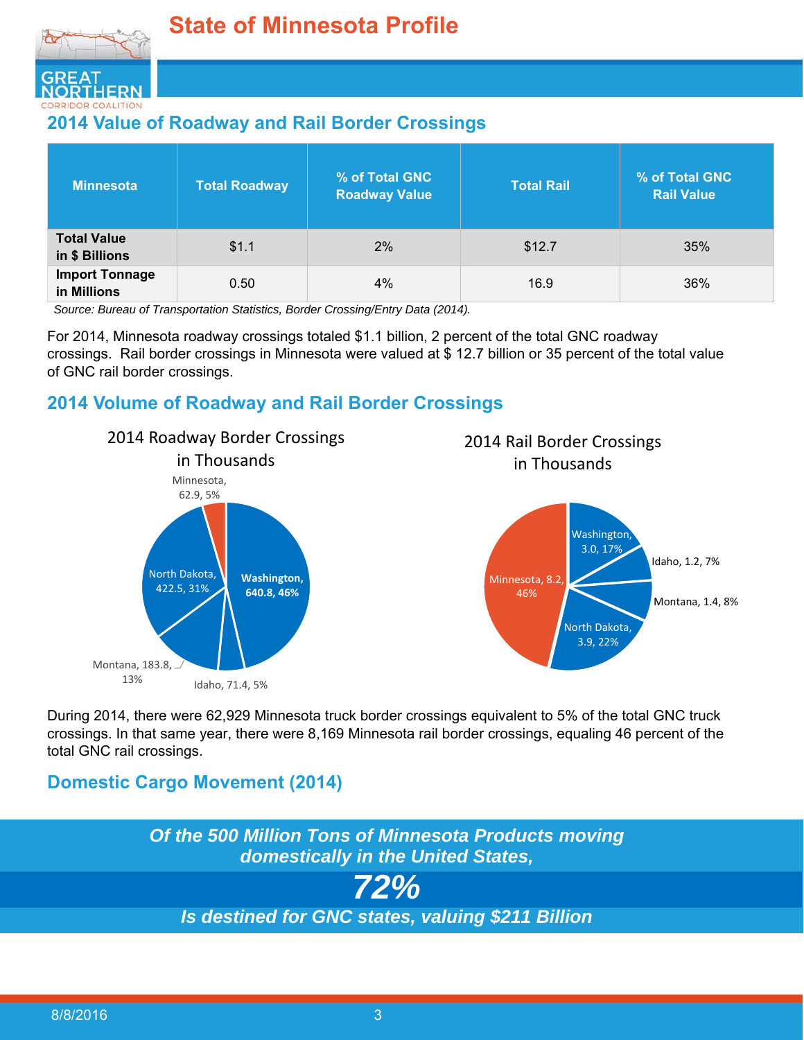# State of Minnesota Profile

## 2014 Value of Roadway and Rail Border Crossings

| Minnesota | Total Roadway | % of Total GNC Roadway Value | Total Rail | % of Total GNC Rail Value |
|---|---|---|---|---|
| **Total Value in $ Billions** | $1.1 | 2% | $12.7 | 35% |
| **Import Tonnage in Millions** | 0.50 | 4% | 16.9 | 36% |

*Source: Bureau of Transportation Statistics, Border Crossing/Entry Data (2014).*

For 2014, Minnesota roadway crossings totaled $1.1 billion, 2 percent of the total GNC roadway crossings. Rail border crossings in Minnesota were valued at $ 12.7 billion or 35 percent of the total value of GNC rail border crossings.

## 2014 Volume of Roadway and Rail Border Crossings

2014 Roadway Border Crossings in Thousands

- Washington, 640.8, 46%
- North Dakota, 422.5, 31%
- Montana, 183.8, 13%
- Idaho, 71.4, 5%
- Minnesota, 62.9, 5%

2014 Rail Border Crossings in Thousands

- Minnesota, 8.2, 46%
- North Dakota, 3.9, 22%
- Washington, 3.0, 17%
- Montana, 1.4, 8%
- Idaho, 1.2, 7%

During 2014, there were 62,929 Minnesota truck border crossings equivalent to 5% of the total GNC truck crossings. In that same year, there were 8,169 Minnesota rail border crossings, equaling 46 percent of the total GNC rail crossings.

## Domestic Cargo Movement (2014)

***Of the 500 Million Tons of Minnesota Products moving domestically in the United States,***

***72%***

***Is destined for GNC states, valuing $211 Billion***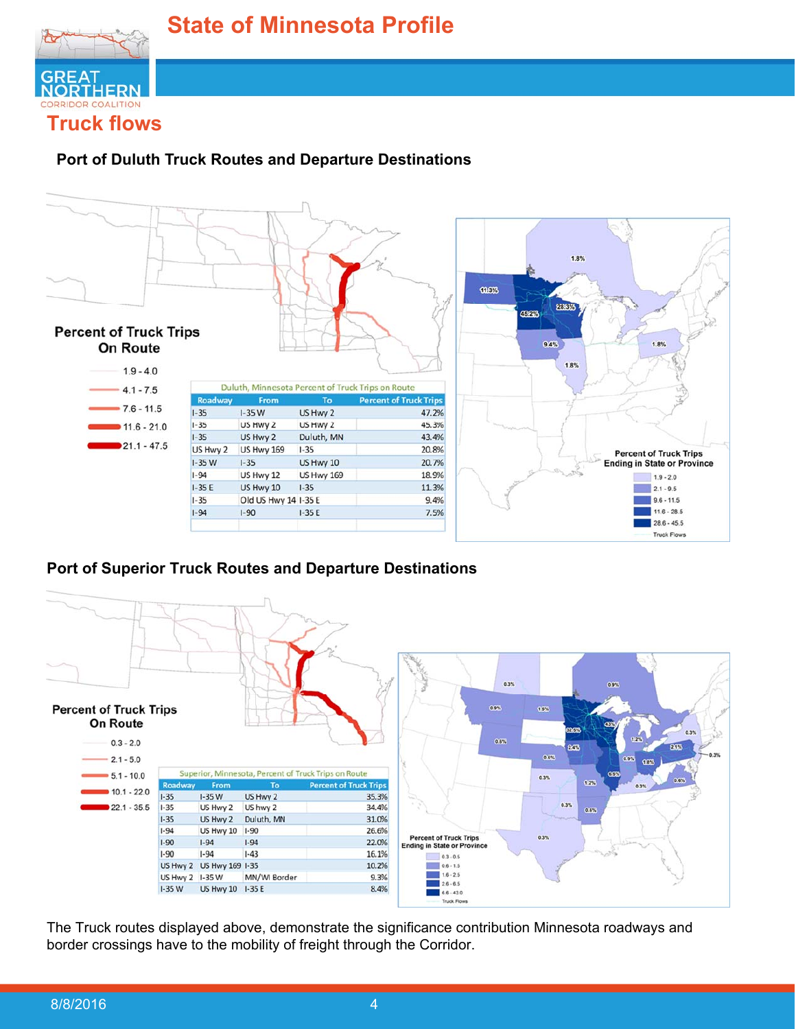# State of Minnesota Profile

## Truck flows

### Port of Duluth Truck Routes and Departure Destinations

Percent of Truck Trips On Route

- 1.9 - 4.0
- 4.1 - 7.5
- 7.6 - 11.5
- 11.6 - 21.0
- 21.1 - 47.5

Duluth, Minnesota Percent of Truck Trips on Route

| Roadway | From | To | Percent of Truck Trips |
|---|---|---|---|
| I-35 | I-35 W | US Hwy 2 | 47.2% |
| I-35 | US Hwy 2 | US Hwy 2 | 45.3% |
| I-35 | US Hwy 2 | Duluth, MN | 43.4% |
| US Hwy 2 | US Hwy 169 | I-35 | 20.8% |
| I-35 W | I-35 | US Hwy 10 | 20.7% |
| I-94 | US Hwy 12 | US Hwy 169 | 18.9% |
| I-35 E | US Hwy 10 | I-35 | 11.3% |
| I-35 | Old US Hwy 14 | I-35 E | 9.4% |
| I-94 | I-90 | I-35 E | 7.5% |

Percent of Truck Trips Ending in State or Province

- 1.9 - 2.0
- 2.1 - 9.5
- 9.6 - 11.5
- 11.6 - 28.5
- 28.6 - 45.5
- Truck Flows

### Port of Superior Truck Routes and Departure Destinations

Percent of Truck Trips On Route

- 0.3 - 2.0
- 2.1 - 5.0
- 5.1 - 10.0
- 10.1 - 22.0
- 22.1 - 35.5

Superior, Minnesota, Percent of Truck Trips on Route

| Roadway | From | To | Percent of Truck Trips |
|---|---|---|---|
| I-35 | I-35 W | US Hwy 2 | 35.3% |
| I-35 | US Hwy 2 | US hwy 2 | 34.4% |
| I-35 | US Hwy 2 | Duluth, MN | 31.0% |
| I-94 | US Hwy 10 | I-90 | 26.6% |
| I-90 | I-94 | I-94 | 22.0% |
| I-90 | I-94 | I-43 | 16.1% |
| US Hwy 2 | US Hwy 169 | I-35 | 10.2% |
| US Hwy 2 | I-35 W | MN/WI Border | 9.3% |
| I-35 W | US Hwy 10 | I-35 E | 8.4% |

Percent of Truck Trips Ending in State or Province

- 0.3 - 0.5
- 0.6 - 1.5
- 1.6 - 2.5
- 2.6 - 6.5
- 6.6 - 43.0
- Truck Flows

The Truck routes displayed above, demonstrate the significance contribution Minnesota roadways and border crossings have to the mobility of freight through the Corridor.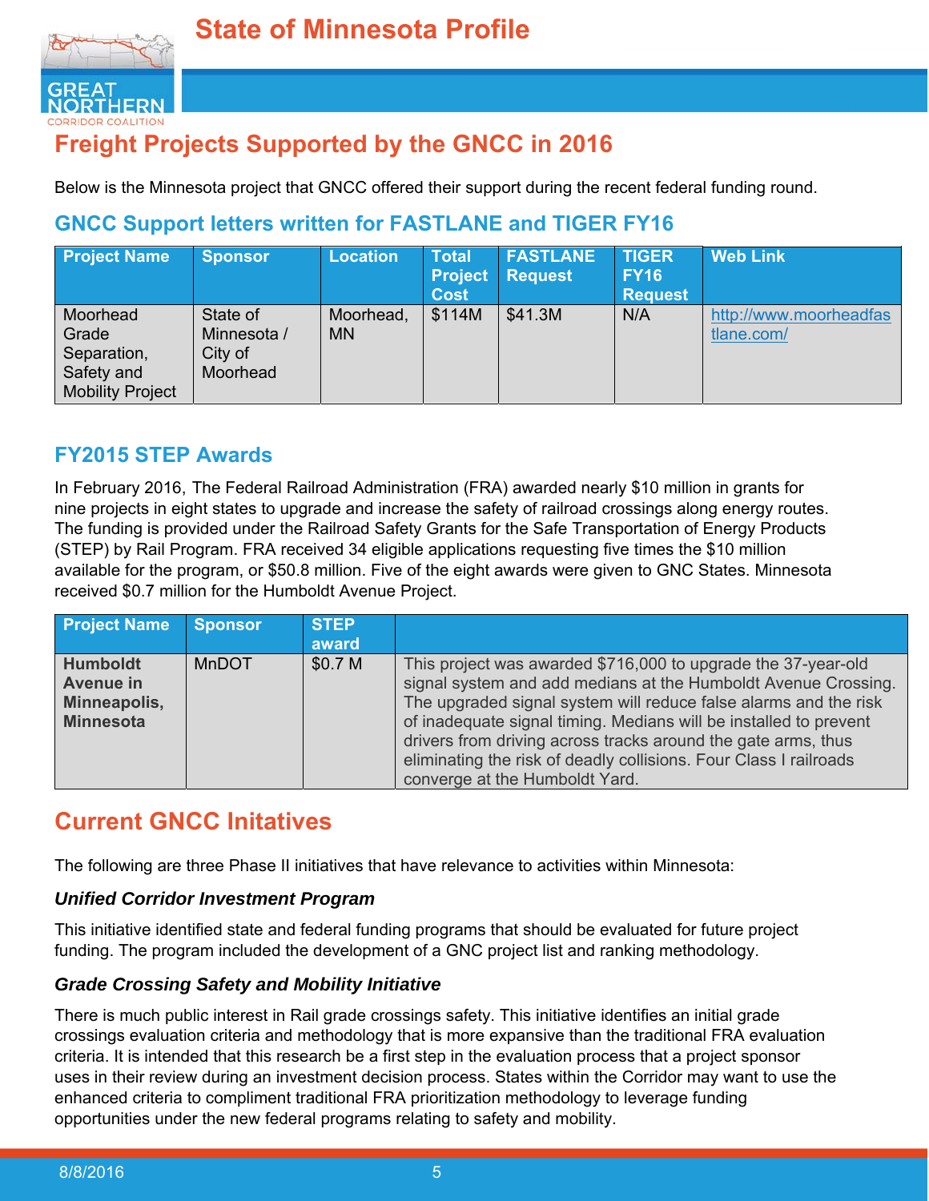# State of Minnesota Profile

## Freight Projects Supported by the GNCC in 2016

Below is the Minnesota project that GNCC offered their support during the recent federal funding round.

### GNCC Support letters written for FASTLANE and TIGER FY16

| Project Name | Sponsor | Location | Total Project Cost | FASTLANE Request | TIGER FY16 Request | Web Link |
|---|---|---|---|---|---|---|
| Moorhead Grade Separation, Safety and Mobility Project | State of Minnesota / City of Moorhead | Moorhead, MN | $114M | $41.3M | N/A | http://www.moorheadfastlane.com/ |

### FY2015 STEP Awards

In February 2016, The Federal Railroad Administration (FRA) awarded nearly $10 million in grants for nine projects in eight states to upgrade and increase the safety of railroad crossings along energy routes. The funding is provided under the Railroad Safety Grants for the Safe Transportation of Energy Products (STEP) by Rail Program. FRA received 34 eligible applications requesting five times the $10 million available for the program, or $50.8 million. Five of the eight awards were given to GNC States. Minnesota received $0.7 million for the Humboldt Avenue Project.

| Project Name | Sponsor | STEP award | |
|---|---|---|---|
| **Humboldt Avenue in Minneapolis, Minnesota** | MnDOT | $0.7 M | This project was awarded $716,000 to upgrade the 37-year-old signal system and add medians at the Humboldt Avenue Crossing. The upgraded signal system will reduce false alarms and the risk of inadequate signal timing. Medians will be installed to prevent drivers from driving across tracks around the gate arms, thus eliminating the risk of deadly collisions. Four Class I railroads converge at the Humboldt Yard. |

## Current GNCC Initatives

The following are three Phase II initiatives that have relevance to activities within Minnesota:

### *Unified Corridor Investment Program*

This initiative identified state and federal funding programs that should be evaluated for future project funding. The program included the development of a GNC project list and ranking methodology.

### *Grade Crossing Safety and Mobility Initiative*

There is much public interest in Rail grade crossings safety. This initiative identifies an initial grade crossings evaluation criteria and methodology that is more expansive than the traditional FRA evaluation criteria. It is intended that this research be a first step in the evaluation process that a project sponsor uses in their review during an investment decision process. States within the Corridor may want to use the enhanced criteria to compliment traditional FRA prioritization methodology to leverage funding opportunities under the new federal programs relating to safety and mobility.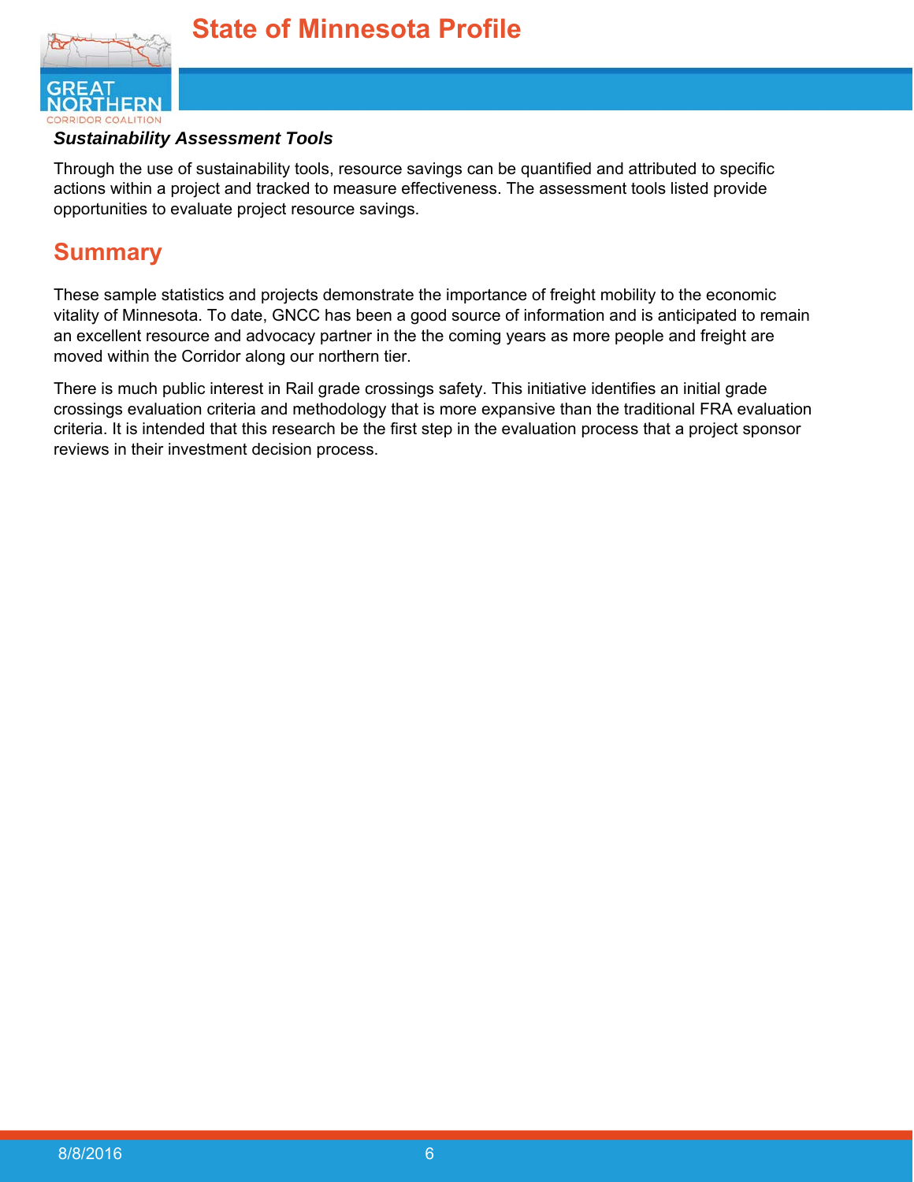***Sustainability Assessment Tools***

Through the use of sustainability tools, resource savings can be quantified and attributed to specific actions within a project and tracked to measure effectiveness. The assessment tools listed provide opportunities to evaluate project resource savings.

## Summary

These sample statistics and projects demonstrate the importance of freight mobility to the economic vitality of Minnesota. To date, GNCC has been a good source of information and is anticipated to remain an excellent resource and advocacy partner in the the coming years as more people and freight are moved within the Corridor along our northern tier.

There is much public interest in Rail grade crossings safety. This initiative identifies an initial grade crossings evaluation criteria and methodology that is more expansive than the traditional FRA evaluation criteria. It is intended that this research be the first step in the evaluation process that a project sponsor reviews in their investment decision process.